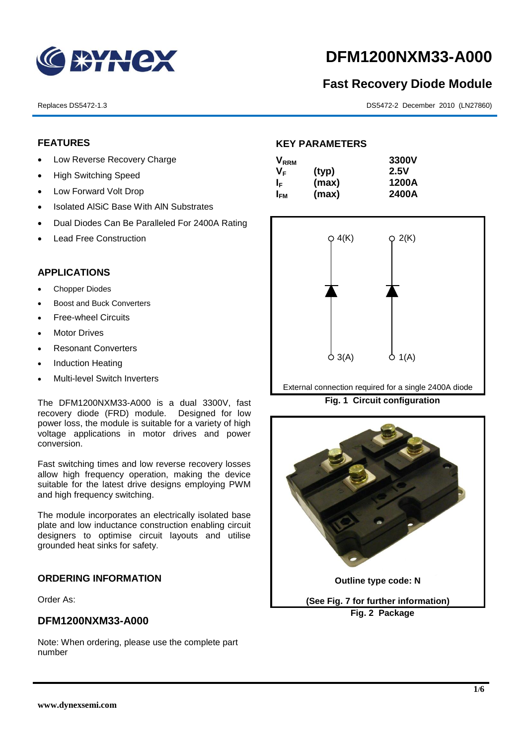# DFM1200NXM33-A000

## Fast Recovery Diode Module

Replaces DS5472-1.3

DS5472-2 December 2010 (LN27860)

## FEATURES

- Low Reverse Recovery Charge
- High Switching Speed
- Low Forward Volt Drop
- Isolated AlSiC Base With AlN Substrates
- Dual Diodes Can Be Paralleled For 2400A Rating
- Lead Free Construction

## APPLICATIONS

- Chopper Diodes
- Boost and Buck Converters
- Free-wheel Circuits
- Motor Drives
- Resonant Converters
- Induction Heating
- Multi-level Switch Inverters

The DFM1200NXM33-A000 is a dual 3300V, fast recovery diode (FRD) module. Designed for low power loss, the module is suitable for a variety of high voltage applications in motor drives and power conversion.

Fast switching times and low reverse recovery losses allow high frequency operation, making the device suitable for the latest drive designs employing PWM and high frequency switching.

The module incorporates an electrically isolated base plate and low inductance construction enabling circuit designers to optimise circuit layouts and utilise grounded heat sinks for safety.

## ORDERING INFORMATION

Order As:

### DFM1200NXM33-A000

Note: When ordering, please use the complete part number

## KEY PARAMETERS

| | | |
|---|---|---|
| $V_{RRM}$ | | 3300V |
| $V_F$ | (typ) | 2.5V |
| $I_F$ | (max) | 1200A |
| $I_{FM}$ | (max) | 2400A |

4(K) 2(K)

3(A) 1(A)

External connection required for a single 2400A diode

**Fig. 1 Circuit configuration**

**Outline type code: N**

**(See Fig. 7 for further information)**

**Fig. 2 Package**

www.dynexsemi.com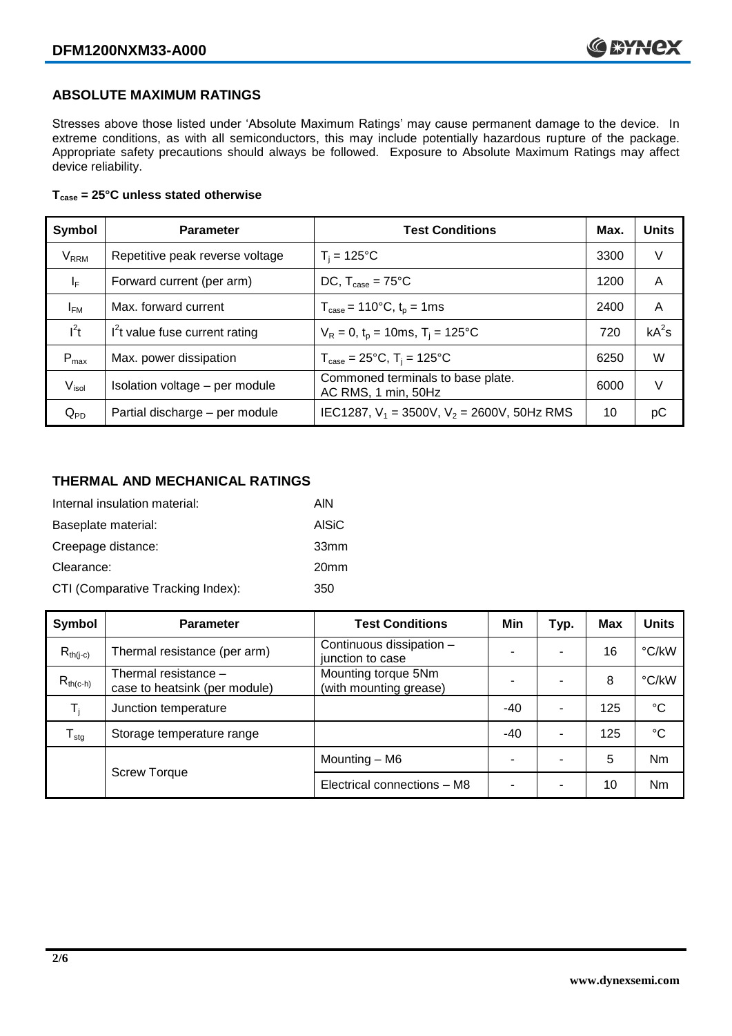## ABSOLUTE MAXIMUM RATINGS

Stresses above those listed under 'Absolute Maximum Ratings' may cause permanent damage to the device. In extreme conditions, as with all semiconductors, this may include potentially hazardous rupture of the package. Appropriate safety precautions should always be followed. Exposure to Absolute Maximum Ratings may affect device reliability.

**$T_{case}$ = 25°C unless stated otherwise**

| Symbol | Parameter | Test Conditions | Max. | Units |
|---|---|---|---|---|
| $V_{RRM}$ | Repetitive peak reverse voltage | $T_j$ = 125°C | 3300 | V |
| $I_F$ | Forward current (per arm) | DC, $T_{case}$ = 75°C | 1200 | A |
| $I_{FM}$ | Max. forward current | $T_{case}$ = 110°C, $t_p$ = 1ms | 2400 | A |
| $I^2t$ | $I^2t$ value fuse current rating | $V_R$ = 0, $t_p$ = 10ms, $T_j$ = 125°C | 720 | $kA^2s$ |
| $P_{max}$ | Max. power dissipation | $T_{case}$ = 25°C, $T_j$ = 125°C | 6250 | W |
| $V_{isol}$ | Isolation voltage – per module | Commoned terminals to base plate. AC RMS, 1 min, 50Hz | 6000 | V |
| $Q_{PD}$ | Partial discharge – per module | IEC1287, $V_1$ = 3500V, $V_2$ = 2600V, 50Hz RMS | 10 | pC |

## THERMAL AND MECHANICAL RATINGS

Internal insulation material: AlN

Baseplate material: AlSiC

Creepage distance: 33mm

Clearance: 20mm

CTI (Comparative Tracking Index): 350

| Symbol | Parameter | Test Conditions | Min | Typ. | Max | Units |
|---|---|---|---|---|---|---|
| $R_{th(j-c)}$ | Thermal resistance (per arm) | Continuous dissipation – junction to case | - | - | 16 | °C/kW |
| $R_{th(c-h)}$ | Thermal resistance – case to heatsink (per module) | Mounting torque 5Nm (with mounting grease) | - | - | 8 | °C/kW |
| $T_j$ | Junction temperature | | -40 | - | 125 | °C |
| $T_{stg}$ | Storage temperature range | | -40 | - | 125 | °C |
| | Screw Torque | Mounting – M6 | - | - | 5 | Nm |
| | | Electrical connections – M8 | - | - | 10 | Nm |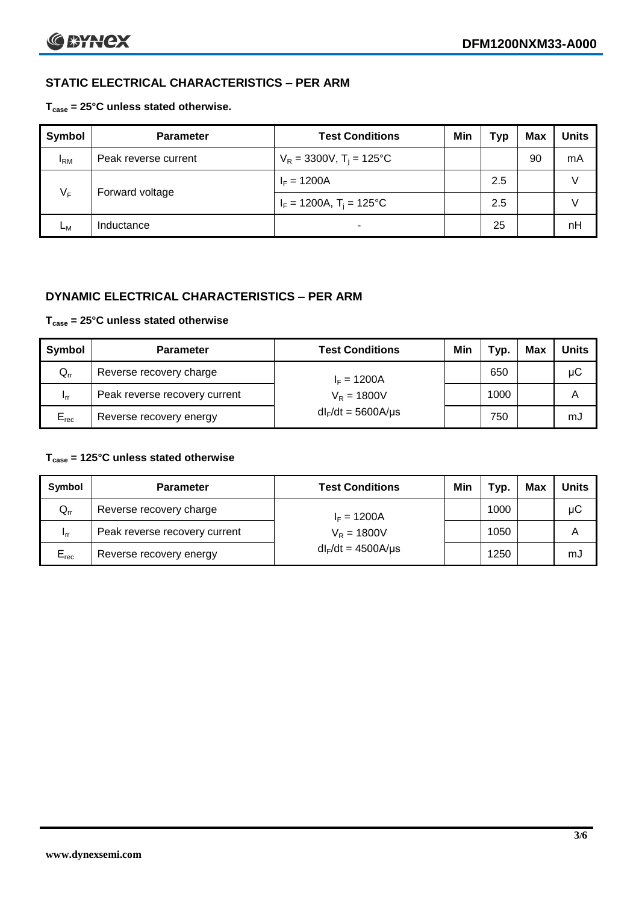## STATIC ELECTRICAL CHARACTERISTICS – PER ARM

**$T_{case}$ = 25°C unless stated otherwise.**

| Symbol | Parameter | Test Conditions | Min | Typ | Max | Units |
|---|---|---|---|---|---|---|
| $I_{RM}$ | Peak reverse current | $V_R$ = 3300V, $T_j$ = 125°C | | | 90 | mA |
| $V_F$ | Forward voltage | $I_F$ = 1200A | | 2.5 | | V |
| | | $I_F$ = 1200A, $T_j$ = 125°C | | 2.5 | | V |
| $L_M$ | Inductance | - | | 25 | | nH |

## DYNAMIC ELECTRICAL CHARACTERISTICS – PER ARM

**$T_{case}$ = 25°C unless stated otherwise**

| Symbol | Parameter | Test Conditions | Min | Typ. | Max | Units |
|---|---|---|---|---|---|---|
| $Q_{rr}$ | Reverse recovery charge | $I_F$ = 1200A | | 650 | | μC |
| $I_{rr}$ | Peak reverse recovery current | $V_R$ = 1800V | | 1000 | | A |
| $E_{rec}$ | Reverse recovery energy | $dI_F/dt$ = 5600A/μs | | 750 | | mJ |

**$T_{case}$ = 125°C unless stated otherwise**

| Symbol | Parameter | Test Conditions | Min | Typ. | Max | Units |
|---|---|---|---|---|---|---|
| $Q_{rr}$ | Reverse recovery charge | $I_F$ = 1200A | | 1000 | | μC |
| $I_{rr}$ | Peak reverse recovery current | $V_R$ = 1800V | | 1050 | | A |
| $E_{rec}$ | Reverse recovery energy | $dI_F/dt$ = 4500A/μs | | 1250 | | mJ |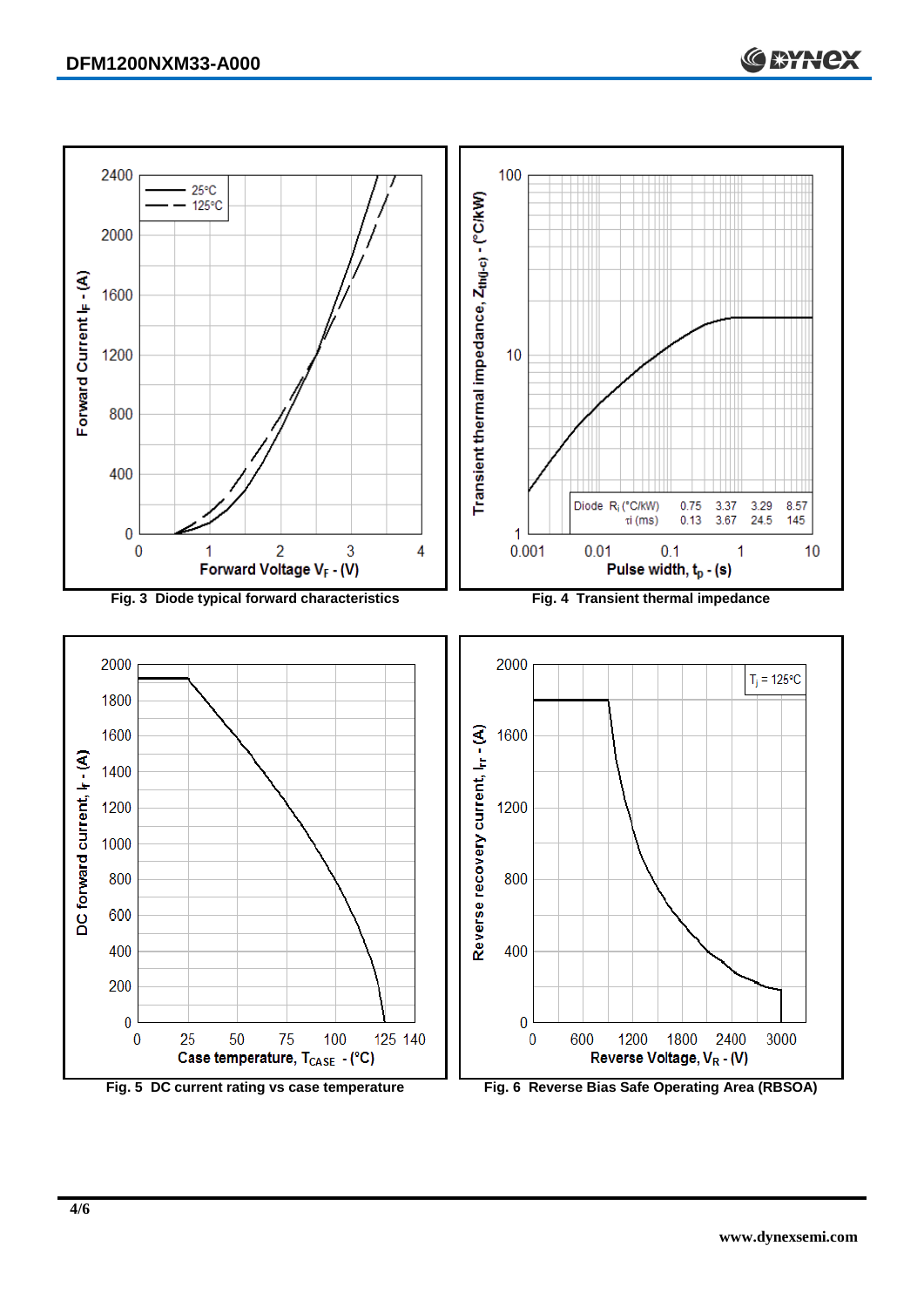Fig. 3 Diode typical forward characteristics

Fig. 4 Transient thermal impedance

| Diode | | | | | |
|---|---|---|---|---|---|
| $R_i$ (°C/kW) | 0.75 | 3.37 | 3.29 | 8.57 |
| $\tau_i$ (ms) | 0.13 | 3.67 | 24.5 | 145 |

Fig. 5 DC current rating vs case temperature

Fig. 6 Reverse Bias Safe Operating Area (RBSOA)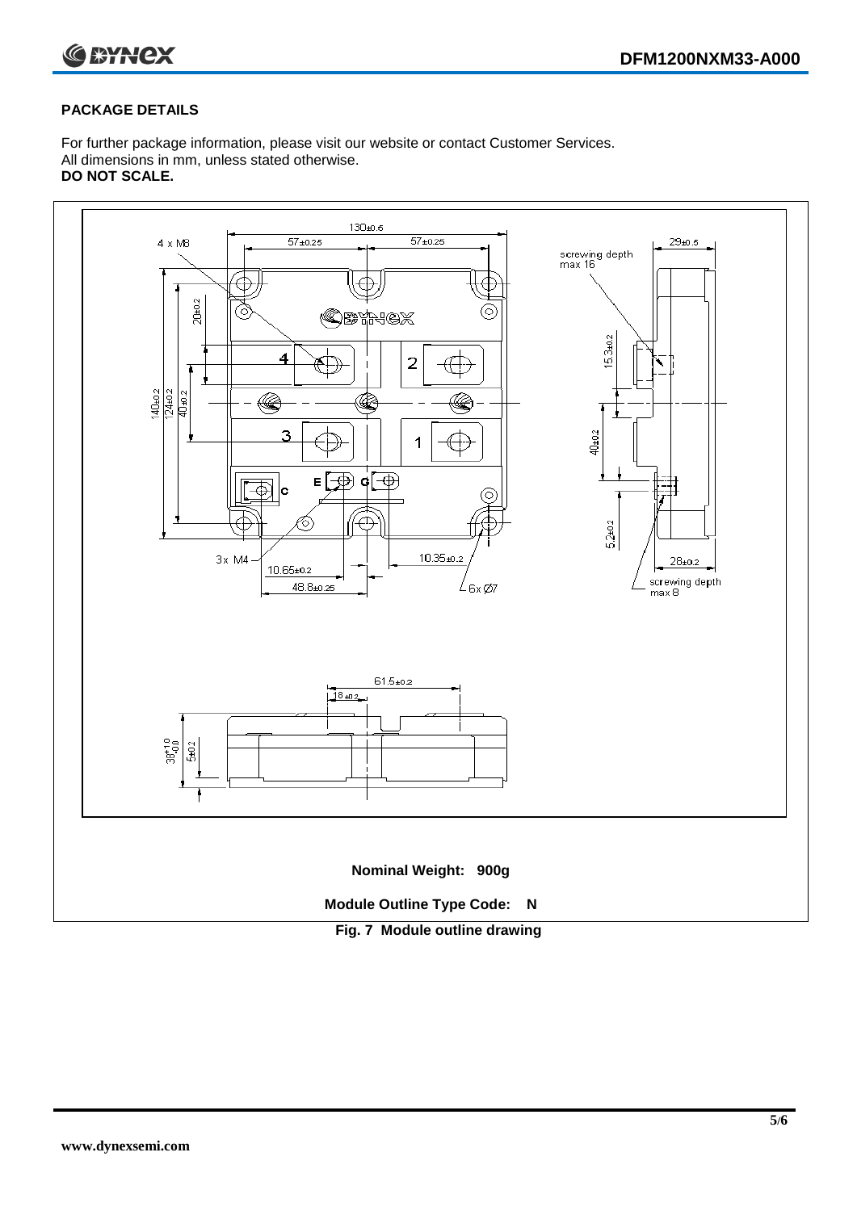**PACKAGE DETAILS**

For further package information, please visit our website or contact Customer Services.
All dimensions in mm, unless stated otherwise.
**DO NOT SCALE.**

**Nominal Weight: 900g**

**Module Outline Type Code: N**

**Fig. 7 Module outline drawing**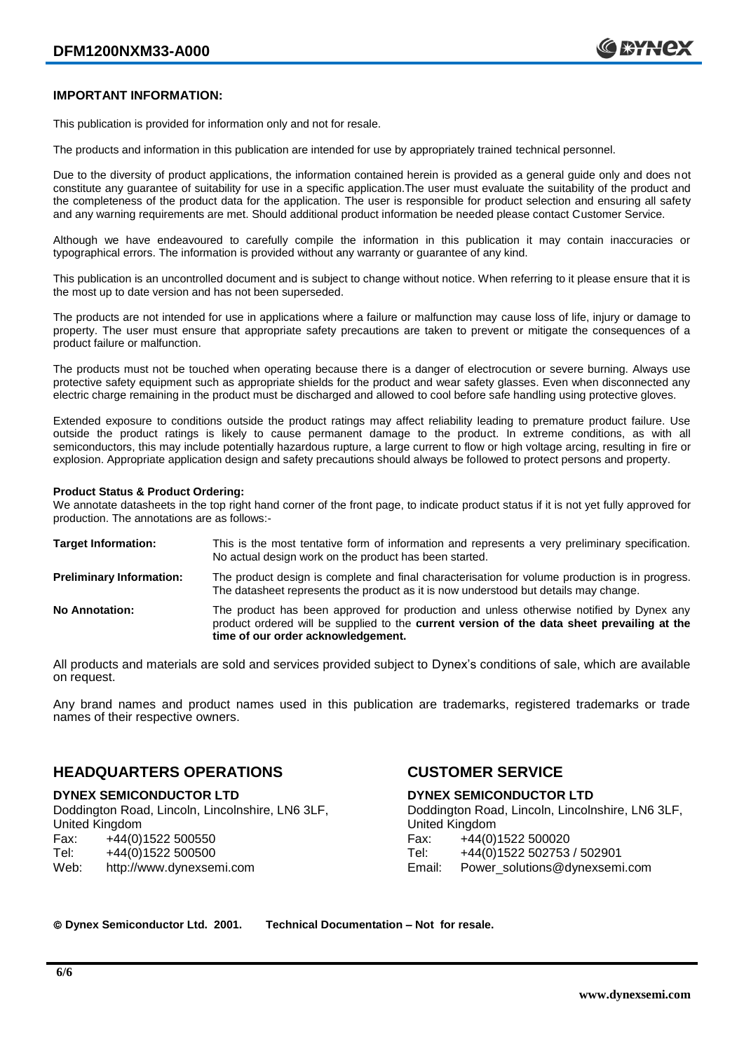**IMPORTANT INFORMATION:**

This publication is provided for information only and not for resale.

The products and information in this publication are intended for use by appropriately trained technical personnel.

Due to the diversity of product applications, the information contained herein is provided as a general guide only and does not constitute any guarantee of suitability for use in a specific application.The user must evaluate the suitability of the product and the completeness of the product data for the application. The user is responsible for product selection and ensuring all safety and any warning requirements are met. Should additional product information be needed please contact Customer Service.

Although we have endeavoured to carefully compile the information in this publication it may contain inaccuracies or typographical errors. The information is provided without any warranty or guarantee of any kind.

This publication is an uncontrolled document and is subject to change without notice. When referring to it please ensure that it is the most up to date version and has not been superseded.

The products are not intended for use in applications where a failure or malfunction may cause loss of life, injury or damage to property. The user must ensure that appropriate safety precautions are taken to prevent or mitigate the consequences of a product failure or malfunction.

The products must not be touched when operating because there is a danger of electrocution or severe burning. Always use protective safety equipment such as appropriate shields for the product and wear safety glasses. Even when disconnected any electric charge remaining in the product must be discharged and allowed to cool before safe handling using protective gloves.

Extended exposure to conditions outside the product ratings may affect reliability leading to premature product failure. Use outside the product ratings is likely to cause permanent damage to the product. In extreme conditions, as with all semiconductors, this may include potentially hazardous rupture, a large current to flow or high voltage arcing, resulting in fire or explosion. Appropriate application design and safety precautions should always be followed to protect persons and property.

**Product Status & Product Ordering:**
We annotate datasheets in the top right hand corner of the front page, to indicate product status if it is not yet fully approved for production. The annotations are as follows:-

| | |
|---|---|
| **Target Information:** | This is the most tentative form of information and represents a very preliminary specification. No actual design work on the product has been started. |
| **Preliminary Information:** | The product design is complete and final characterisation for volume production is in progress. The datasheet represents the product as it is now understood but details may change. |
| **No Annotation:** | The product has been approved for production and unless otherwise notified by Dynex any product ordered will be supplied to the **current version of the data sheet prevailing at the time of our order acknowledgement.** |

All products and materials are sold and services provided subject to Dynex's conditions of sale, which are available on request.

Any brand names and product names used in this publication are trademarks, registered trademarks or trade names of their respective owners.

## HEADQUARTERS OPERATIONS

**DYNEX SEMICONDUCTOR LTD**
Doddington Road, Lincoln, Lincolnshire, LN6 3LF,
United Kingdom
Fax: +44(0)1522 500550
Tel: +44(0)1522 500500
Web: http://www.dynexsemi.com

## CUSTOMER SERVICE

**DYNEX SEMICONDUCTOR LTD**
Doddington Road, Lincoln, Lincolnshire, LN6 3LF,
United Kingdom
Fax: +44(0)1522 500020
Tel: +44(0)1522 502753 / 502901
Email: Power_solutions@dynexsemi.com

**© Dynex Semiconductor Ltd. 2001. Technical Documentation – Not for resale.**